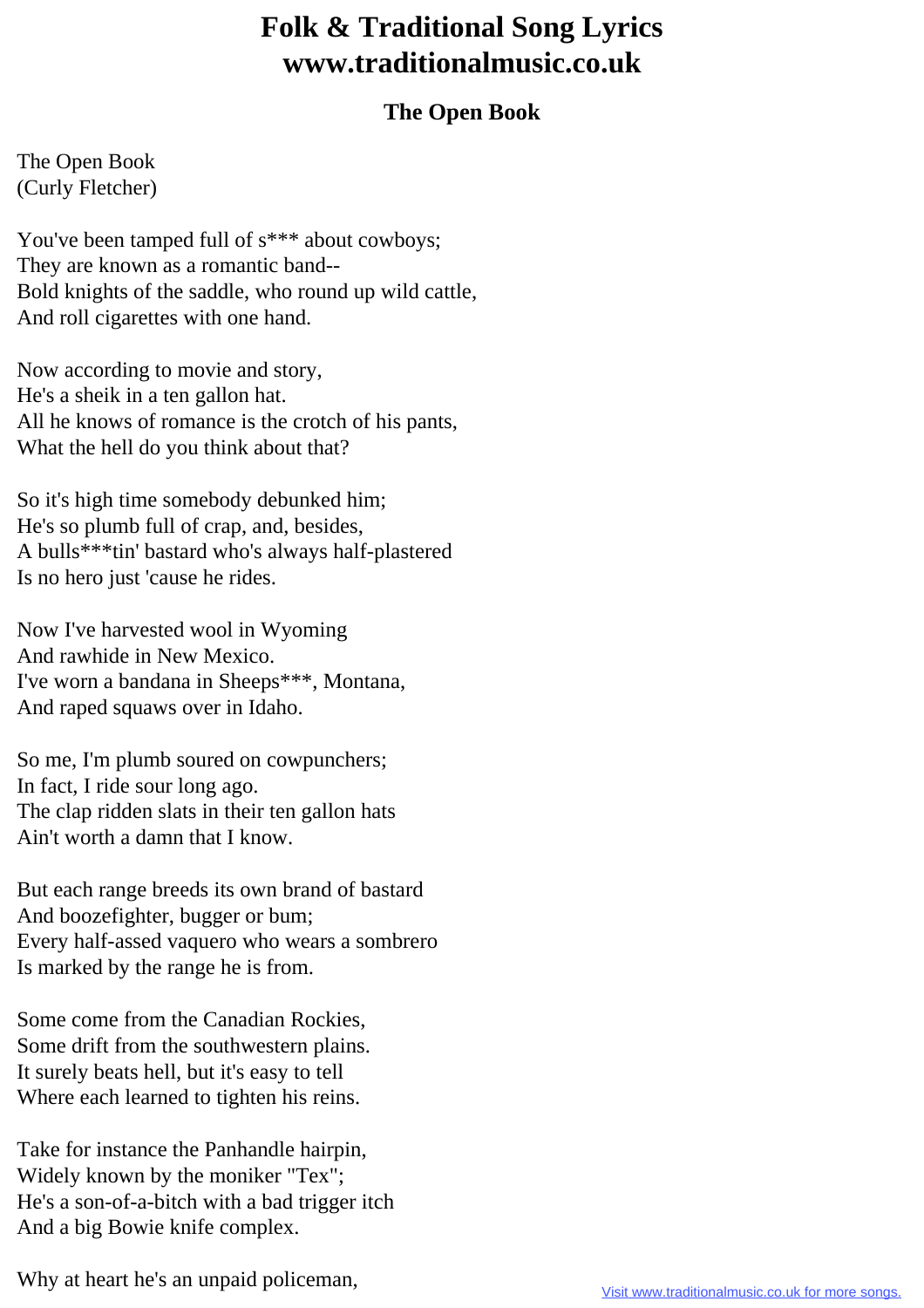## The Open Book

The Open Book
(Curly Fletcher)

You've been tamped full of s*** about cowboys;
They are known as a romantic band--
Bold knights of the saddle, who round up wild cattle,
And roll cigarettes with one hand.

Now according to movie and story,
He's a sheik in a ten gallon hat.
All he knows of romance is the crotch of his pants,
What the hell do you think about that?

So it's high time somebody debunked him;
He's so plumb full of crap, and, besides,
A bulls***tin' bastard who's always half-plastered
Is no hero just 'cause he rides.

Now I've harvested wool in Wyoming
And rawhide in New Mexico.
I've worn a bandana in Sheeps***, Montana,
And raped squaws over in Idaho.

So me, I'm plumb soured on cowpunchers;
In fact, I ride sour long ago.
The clap ridden slats in their ten gallon hats
Ain't worth a damn that I know.

But each range breeds its own brand of bastard
And boozefighter, bugger or bum;
Every half-assed vaquero who wears a sombrero
Is marked by the range he is from.

Some come from the Canadian Rockies,
Some drift from the southwestern plains.
It surely beats hell, but it's easy to tell
Where each learned to tighten his reins.

Take for instance the Panhandle hairpin,
Widely known by the moniker "Tex";
He's a son-of-a-bitch with a bad trigger itch
And a big Bowie knife complex.

Why at heart he's an unpaid policeman,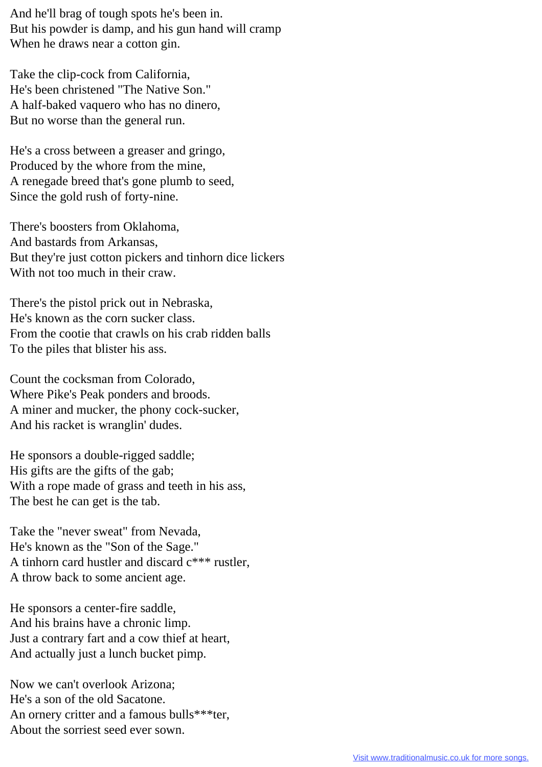And he'll brag of tough spots he's been in.
But his powder is damp, and his gun hand will cramp
When he draws near a cotton gin.

Take the clip-cock from California,
He's been christened "The Native Son."
A half-baked vaquero who has no dinero,
But no worse than the general run.

He's a cross between a greaser and gringo,
Produced by the whore from the mine,
A renegade breed that's gone plumb to seed,
Since the gold rush of forty-nine.

There's boosters from Oklahoma,
And bastards from Arkansas,
But they're just cotton pickers and tinhorn dice lickers
With not too much in their craw.

There's the pistol prick out in Nebraska,
He's known as the corn sucker class.
From the cootie that crawls on his crab ridden balls
To the piles that blister his ass.

Count the cocksman from Colorado,
Where Pike's Peak ponders and broods.
A miner and mucker, the phony cock-sucker,
And his racket is wranglin' dudes.

He sponsors a double-rigged saddle;
His gifts are the gifts of the gab;
With a rope made of grass and teeth in his ass,
The best he can get is the tab.

Take the "never sweat" from Nevada,
He's known as the "Son of the Sage."
A tinhorn card hustler and discard c*** rustler,
A throw back to some ancient age.

He sponsors a center-fire saddle,
And his brains have a chronic limp.
Just a contrary fart and a cow thief at heart,
And actually just a lunch bucket pimp.

Now we can't overlook Arizona;
He's a son of the old Sacatone.
An ornery critter and a famous bulls***ter,
About the sorriest seed ever sown.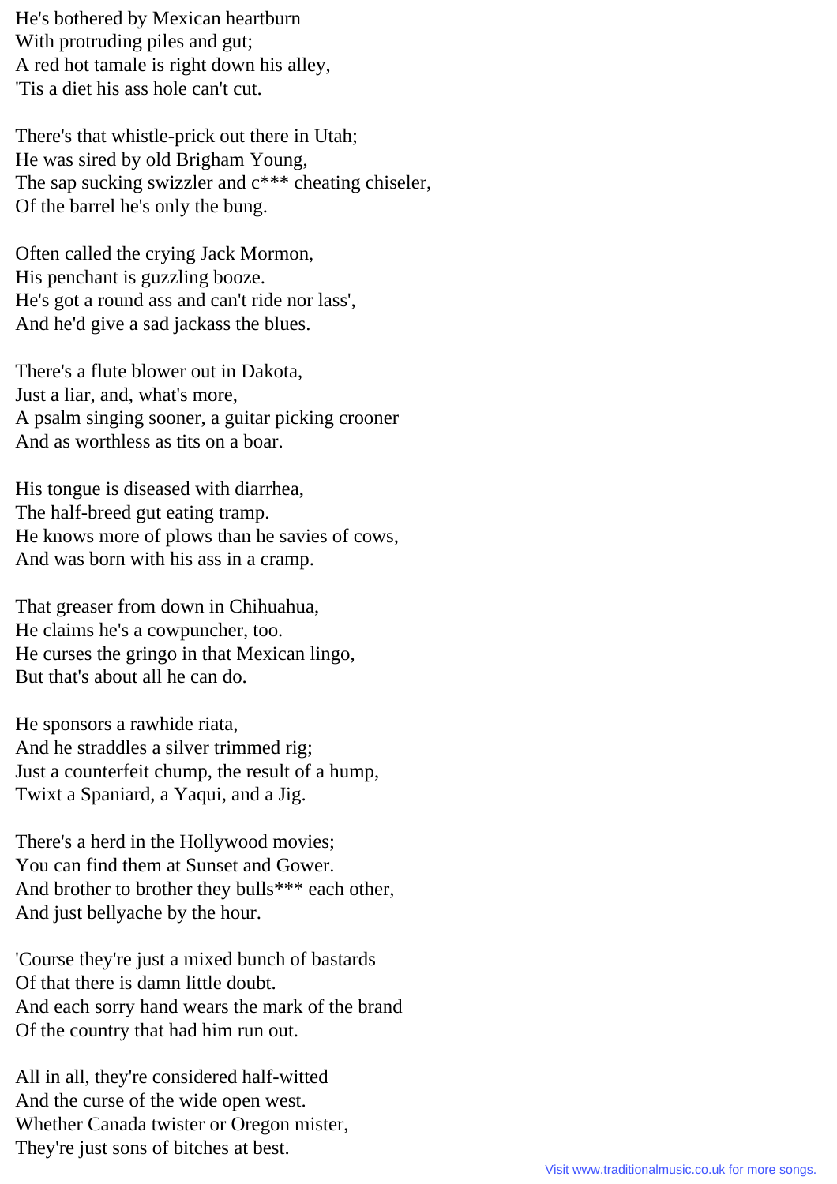He's bothered by Mexican heartburn
With protruding piles and gut;
A red hot tamale is right down his alley,
'Tis a diet his ass hole can't cut.

There's that whistle-prick out there in Utah;
He was sired by old Brigham Young,
The sap sucking swizzler and c*** cheating chiseler,
Of the barrel he's only the bung.

Often called the crying Jack Mormon,
His penchant is guzzling booze.
He's got a round ass and can't ride nor lass',
And he'd give a sad jackass the blues.

There's a flute blower out in Dakota,
Just a liar, and, what's more,
A psalm singing sooner, a guitar picking crooner
And as worthless as tits on a boar.

His tongue is diseased with diarrhea,
The half-breed gut eating tramp.
He knows more of plows than he savies of cows,
And was born with his ass in a cramp.

That greaser from down in Chihuahua,
He claims he's a cowpuncher, too.
He curses the gringo in that Mexican lingo,
But that's about all he can do.

He sponsors a rawhide riata,
And he straddles a silver trimmed rig;
Just a counterfeit chump, the result of a hump,
Twixt a Spaniard, a Yaqui, and a Jig.

There's a herd in the Hollywood movies;
You can find them at Sunset and Gower.
And brother to brother they bulls*** each other,
And just bellyache by the hour.

'Course they're just a mixed bunch of bastards
Of that there is damn little doubt.
And each sorry hand wears the mark of the brand
Of the country that had him run out.

All in all, they're considered half-witted
And the curse of the wide open west.
Whether Canada twister or Oregon mister,
They're just sons of bitches at best.

Visit www.traditionalmusic.co.uk for more songs.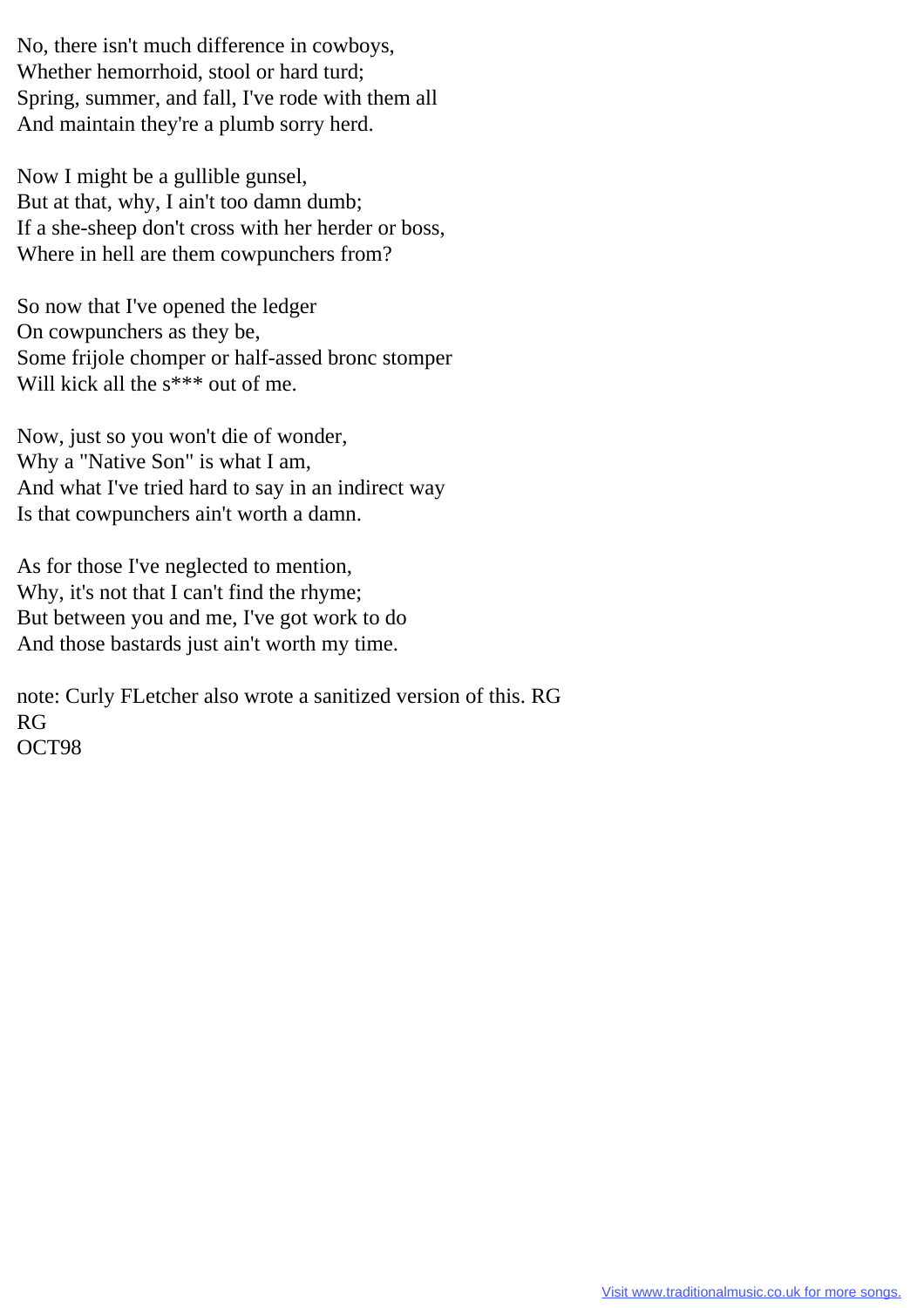No, there isn't much difference in cowboys,
Whether hemorrhoid, stool or hard turd;
Spring, summer, and fall, I've rode with them all
And maintain they're a plumb sorry herd.

Now I might be a gullible gunsel,
But at that, why, I ain't too damn dumb;
If a she-sheep don't cross with her herder or boss,
Where in hell are them cowpunchers from?

So now that I've opened the ledger
On cowpunchers as they be,
Some frijole chomper or half-assed bronc stomper
Will kick all the s*** out of me.

Now, just so you won't die of wonder,
Why a "Native Son" is what I am,
And what I've tried hard to say in an indirect way
Is that cowpunchers ain't worth a damn.

As for those I've neglected to mention,
Why, it's not that I can't find the rhyme;
But between you and me, I've got work to do
And those bastards just ain't worth my time.

note: Curly FLetcher also wrote a sanitized version of this. RG
RG
OCT98